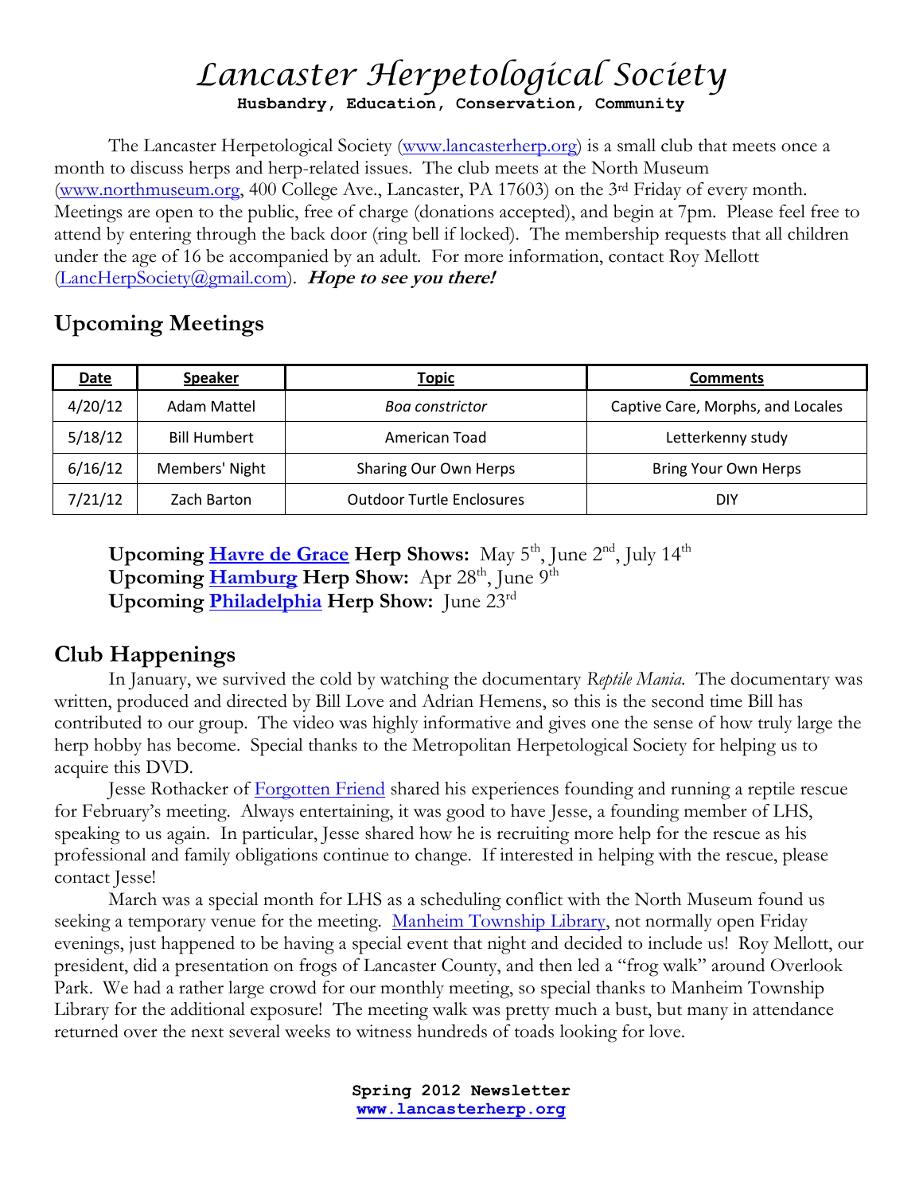# *Lancaster Herpetological Society*

**Husbandry, Education, Conservation, Community**

The Lancaster Herpetological Society (www.lancasterherp.org) is a small club that meets once a month to discuss herps and herp-related issues. The club meets at the North Museum (www.northmuseum.org, 400 College Ave., Lancaster, PA 17603) on the 3rd Friday of every month. Meetings are open to the public, free of charge (donations accepted), and begin at 7pm. Please feel free to attend by entering through the back door (ring bell if locked). The membership requests that all children under the age of 16 be accompanied by an adult. For more information, contact Roy Mellott (LancHerpSociety@gmail.com). ***Hope to see you there!***

## Upcoming Meetings

| Date | Speaker | Topic | Comments |
|---|---|---|---|
| 4/20/12 | Adam Mattel | *Boa constrictor* | Captive Care, Morphs, and Locales |
| 5/18/12 | Bill Humbert | American Toad | Letterkenny study |
| 6/16/12 | Members' Night | Sharing Our Own Herps | Bring Your Own Herps |
| 7/21/12 | Zach Barton | Outdoor Turtle Enclosures | DIY |

**Upcoming Havre de Grace Herp Shows:** May 5th, June 2nd, July 14th
**Upcoming Hamburg Herp Show:** Apr 28th, June 9th
**Upcoming Philadelphia Herp Show:** June 23rd

## Club Happenings

In January, we survived the cold by watching the documentary *Reptile Mania*. The documentary was written, produced and directed by Bill Love and Adrian Hemens, so this is the second time Bill has contributed to our group. The video was highly informative and gives one the sense of how truly large the herp hobby has become. Special thanks to the Metropolitan Herpetological Society for helping us to acquire this DVD.

Jesse Rothacker of Forgotten Friend shared his experiences founding and running a reptile rescue for February's meeting. Always entertaining, it was good to have Jesse, a founding member of LHS, speaking to us again. In particular, Jesse shared how he is recruiting more help for the rescue as his professional and family obligations continue to change. If interested in helping with the rescue, please contact Jesse!

March was a special month for LHS as a scheduling conflict with the North Museum found us seeking a temporary venue for the meeting. Manheim Township Library, not normally open Friday evenings, just happened to be having a special event that night and decided to include us! Roy Mellott, our president, did a presentation on frogs of Lancaster County, and then led a "frog walk" around Overlook Park. We had a rather large crowd for our monthly meeting, so special thanks to Manheim Township Library for the additional exposure! The meeting walk was pretty much a bust, but many in attendance returned over the next several weeks to witness hundreds of toads looking for love.

**Spring 2012 Newsletter**
**www.lancasterherp.org**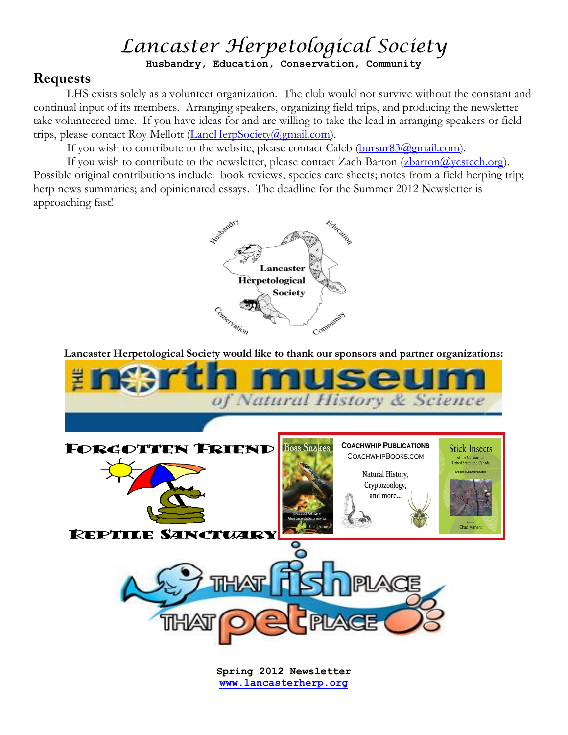# Lancaster Herpetological Society

**Husbandry, Education, Conservation, Community**

## Requests

LHS exists solely as a volunteer organization. The club would not survive without the constant and continual input of its members. Arranging speakers, organizing field trips, and producing the newsletter take volunteered time. If you have ideas for and are willing to take the lead in arranging speakers or field trips, please contact Roy Mellott (LancHerpSociety@gmail.com).

If you wish to contribute to the website, please contact Caleb (bursur83@gmail.com).

If you wish to contribute to the newsletter, please contact Zach Barton (zbarton@ycstech.org). Possible original contributions include: book reviews; species care sheets; notes from a field herping trip; herp news summaries; and opinionated essays. The deadline for the Summer 2012 Newsletter is approaching fast!

**Lancaster Herpetological Society would like to thank our sponsors and partner organizations:**

Spring 2012 Newsletter
www.lancasterherp.org